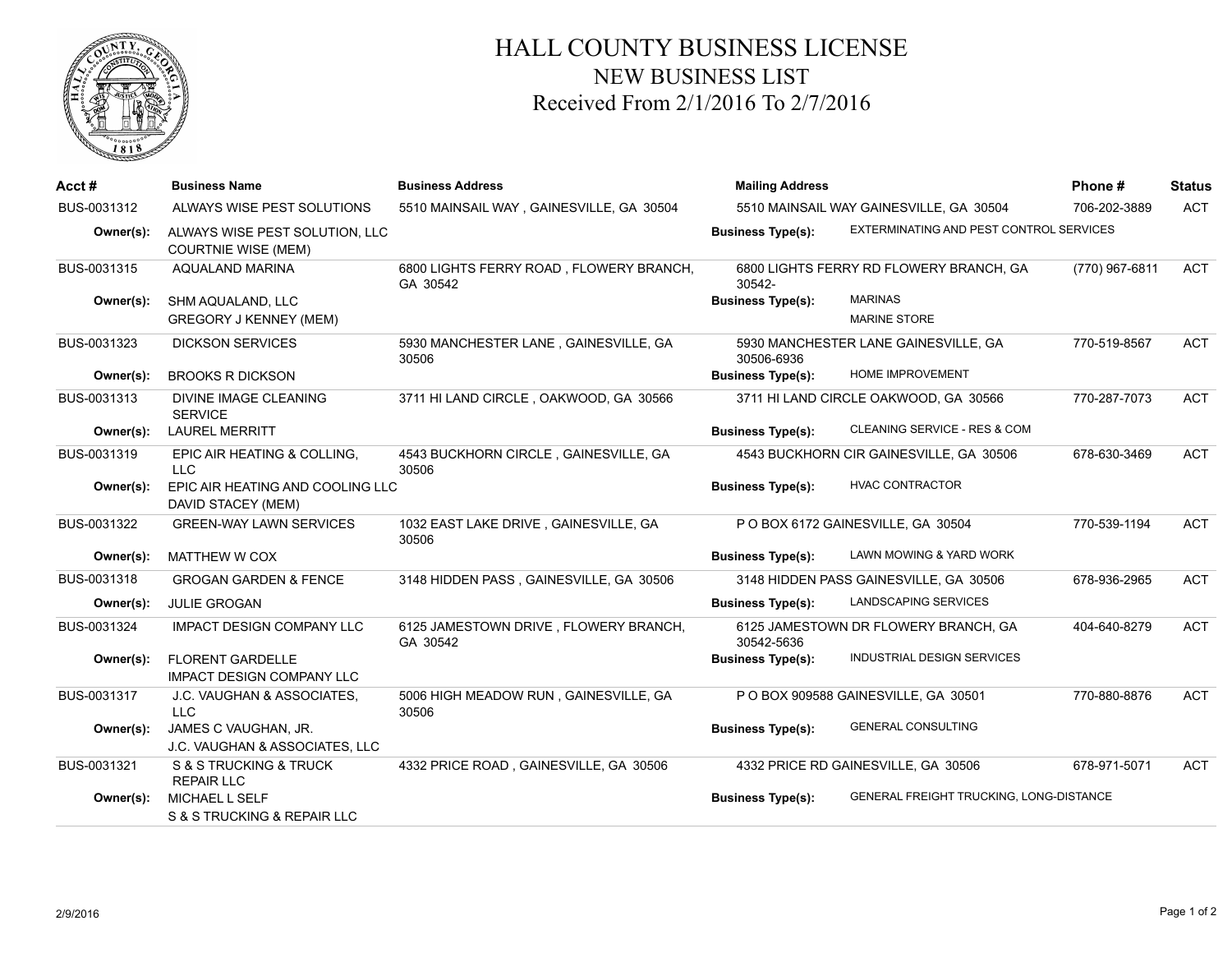# HALL COUNTY BUSINESS LICENSE
## NEW BUSINESS LIST
## Received From 2/1/2016 To 2/7/2016

| Acct # | Business Name | Business Address | Mailing Address | Phone # | Status |
|---|---|---|---|---|---|
| BUS-0031312 | ALWAYS WISE PEST SOLUTIONS | 5510 MAINSAIL WAY , GAINESVILLE, GA 30504 | 5510 MAINSAIL WAY GAINESVILLE, GA 30504 | 706-202-3889 | ACT |
| **Owner(s):** | ALWAYS WISE PEST SOLUTION, LLC<br>COURTNIE WISE (MEM) | | **Business Type(s):** EXTERMINATING AND PEST CONTROL SERVICES | | |
| BUS-0031315 | AQUALAND MARINA | 6800 LIGHTS FERRY ROAD , FLOWERY BRANCH, GA 30542 | 6800 LIGHTS FERRY RD FLOWERY BRANCH, GA 30542- | (770) 967-6811 | ACT |
| **Owner(s):** | SHM AQUALAND, LLC<br>GREGORY J KENNEY (MEM) | | **Business Type(s):** MARINAS<br>MARINE STORE | | |
| BUS-0031323 | DICKSON SERVICES | 5930 MANCHESTER LANE , GAINESVILLE, GA 30506 | 5930 MANCHESTER LANE GAINESVILLE, GA 30506-6936 | 770-519-8567 | ACT |
| **Owner(s):** | BROOKS R DICKSON | | **Business Type(s):** HOME IMPROVEMENT | | |
| BUS-0031313 | DIVINE IMAGE CLEANING SERVICE | 3711 HI LAND CIRCLE , OAKWOOD, GA 30566 | 3711 HI LAND CIRCLE OAKWOOD, GA 30566 | 770-287-7073 | ACT |
| **Owner(s):** | LAUREL MERRITT | | **Business Type(s):** CLEANING SERVICE - RES & COM | | |
| BUS-0031319 | EPIC AIR HEATING & COLLING, LLC | 4543 BUCKHORN CIRCLE , GAINESVILLE, GA 30506 | 4543 BUCKHORN CIR GAINESVILLE, GA 30506 | 678-630-3469 | ACT |
| **Owner(s):** | EPIC AIR HEATING AND COOLING LLC<br>DAVID STACEY (MEM) | | **Business Type(s):** HVAC CONTRACTOR | | |
| BUS-0031322 | GREEN-WAY LAWN SERVICES | 1032 EAST LAKE DRIVE , GAINESVILLE, GA 30506 | P O BOX 6172 GAINESVILLE, GA 30504 | 770-539-1194 | ACT |
| **Owner(s):** | MATTHEW W COX | | **Business Type(s):** LAWN MOWING & YARD WORK | | |
| BUS-0031318 | GROGAN GARDEN & FENCE | 3148 HIDDEN PASS , GAINESVILLE, GA 30506 | 3148 HIDDEN PASS GAINESVILLE, GA 30506 | 678-936-2965 | ACT |
| **Owner(s):** | JULIE GROGAN | | **Business Type(s):** LANDSCAPING SERVICES | | |
| BUS-0031324 | IMPACT DESIGN COMPANY LLC | 6125 JAMESTOWN DRIVE , FLOWERY BRANCH, GA 30542 | 6125 JAMESTOWN DR FLOWERY BRANCH, GA 30542-5636 | 404-640-8279 | ACT |
| **Owner(s):** | FLORENT GARDELLE<br>IMPACT DESIGN COMPANY LLC | | **Business Type(s):** INDUSTRIAL DESIGN SERVICES | | |
| BUS-0031317 | J.C. VAUGHAN & ASSOCIATES, LLC | 5006 HIGH MEADOW RUN , GAINESVILLE, GA 30506 | P O BOX 909588 GAINESVILLE, GA 30501 | 770-880-8876 | ACT |
| **Owner(s):** | JAMES C VAUGHAN, JR.<br>J.C. VAUGHAN & ASSOCIATES, LLC | | **Business Type(s):** GENERAL CONSULTING | | |
| BUS-0031321 | S & S TRUCKING & TRUCK REPAIR LLC | 4332 PRICE ROAD , GAINESVILLE, GA 30506 | 4332 PRICE RD GAINESVILLE, GA 30506 | 678-971-5071 | ACT |
| **Owner(s):** | MICHAEL L SELF<br>S & S TRUCKING & REPAIR LLC | | **Business Type(s):** GENERAL FREIGHT TRUCKING, LONG-DISTANCE | | |

2/9/2016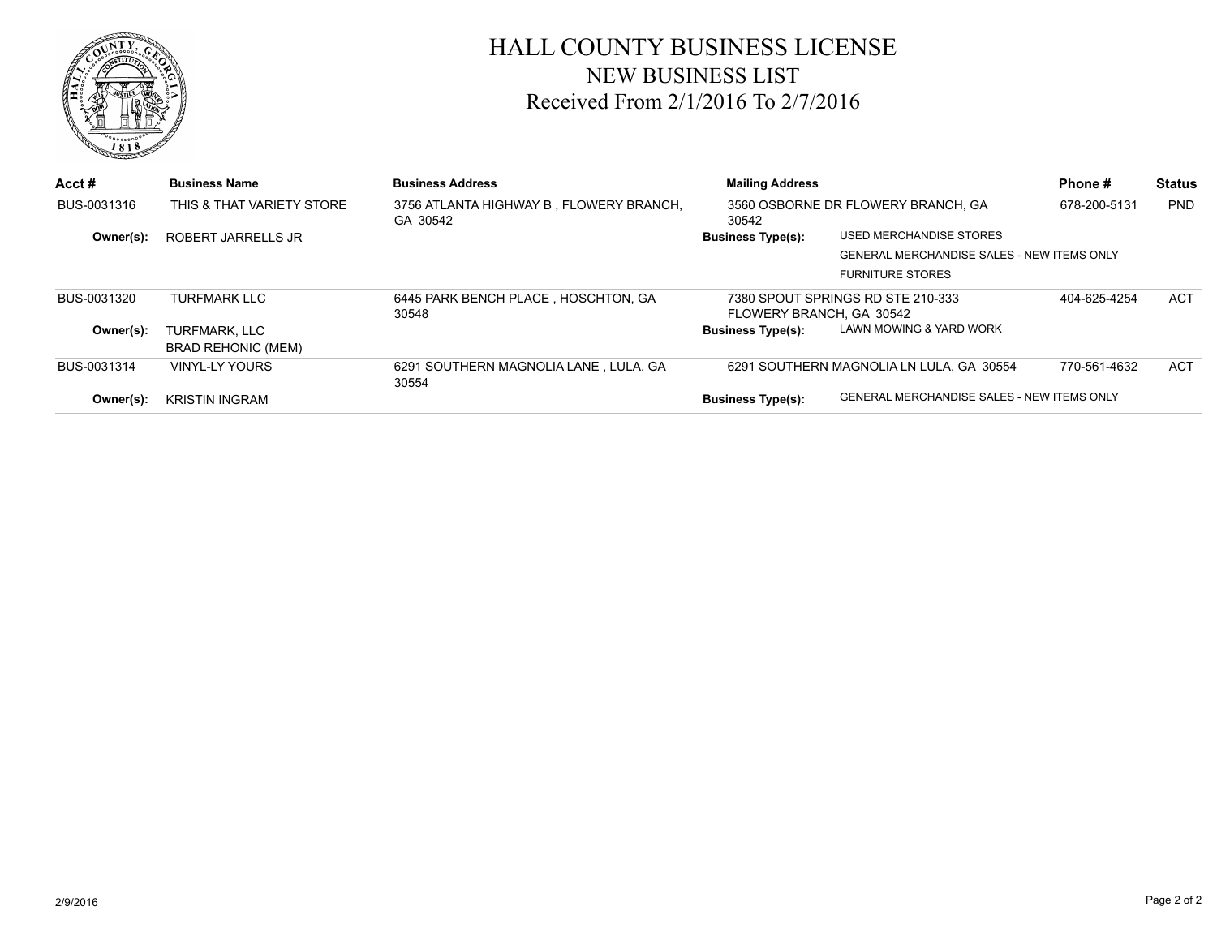# HALL COUNTY BUSINESS LICENSE
## NEW BUSINESS LIST
## Received From 2/1/2016 To 2/7/2016

| Acct # | Business Name | Business Address | Mailing Address | | Phone # | Status |
|---|---|---|---|---|---|---|
| BUS-0031316 | THIS & THAT VARIETY STORE | 3756 ATLANTA HIGHWAY B , FLOWERY BRANCH, GA 30542 | 3560 OSBORNE DR FLOWERY BRANCH, GA 30542 | | 678-200-5131 | PND |
| Owner(s): | ROBERT JARRELLS JR | | Business Type(s): | USED MERCHANDISE STORES<br>GENERAL MERCHANDISE SALES - NEW ITEMS ONLY<br>FURNITURE STORES | | |
| BUS-0031320 | TURFMARK LLC | 6445 PARK BENCH PLACE , HOSCHTON, GA 30548 | 7380 SPOUT SPRINGS RD STE 210-333 FLOWERY BRANCH, GA 30542 | | 404-625-4254 | ACT |
| Owner(s): | TURFMARK, LLC<br>BRAD REHONIC (MEM) | | Business Type(s): | LAWN MOWING & YARD WORK | | |
| BUS-0031314 | VINYL-LY YOURS | 6291 SOUTHERN MAGNOLIA LANE , LULA, GA 30554 | 6291 SOUTHERN MAGNOLIA LN LULA, GA 30554 | | 770-561-4632 | ACT |
| Owner(s): | KRISTIN INGRAM | | Business Type(s): | GENERAL MERCHANDISE SALES - NEW ITEMS ONLY | | |

2/9/2016